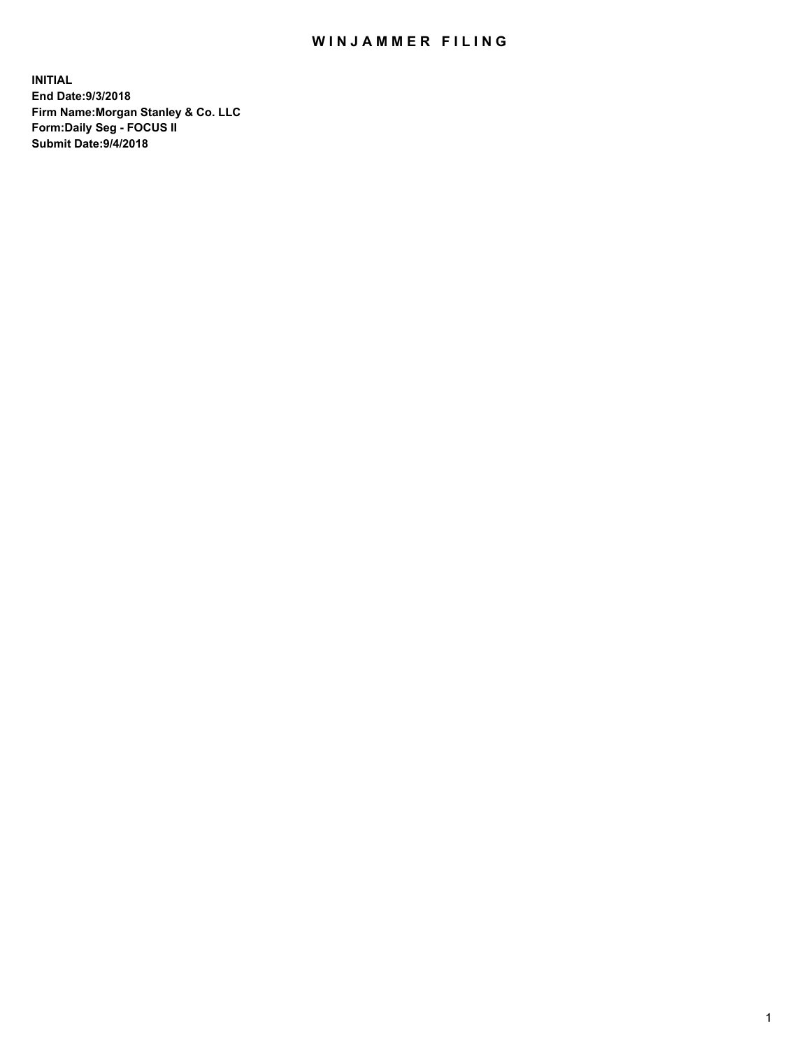# WINJAMMER FILING

**INITIAL**
**End Date:9/3/2018**
**Firm Name:Morgan Stanley & Co. LLC**
**Form:Daily Seg - FOCUS II**
**Submit Date:9/4/2018**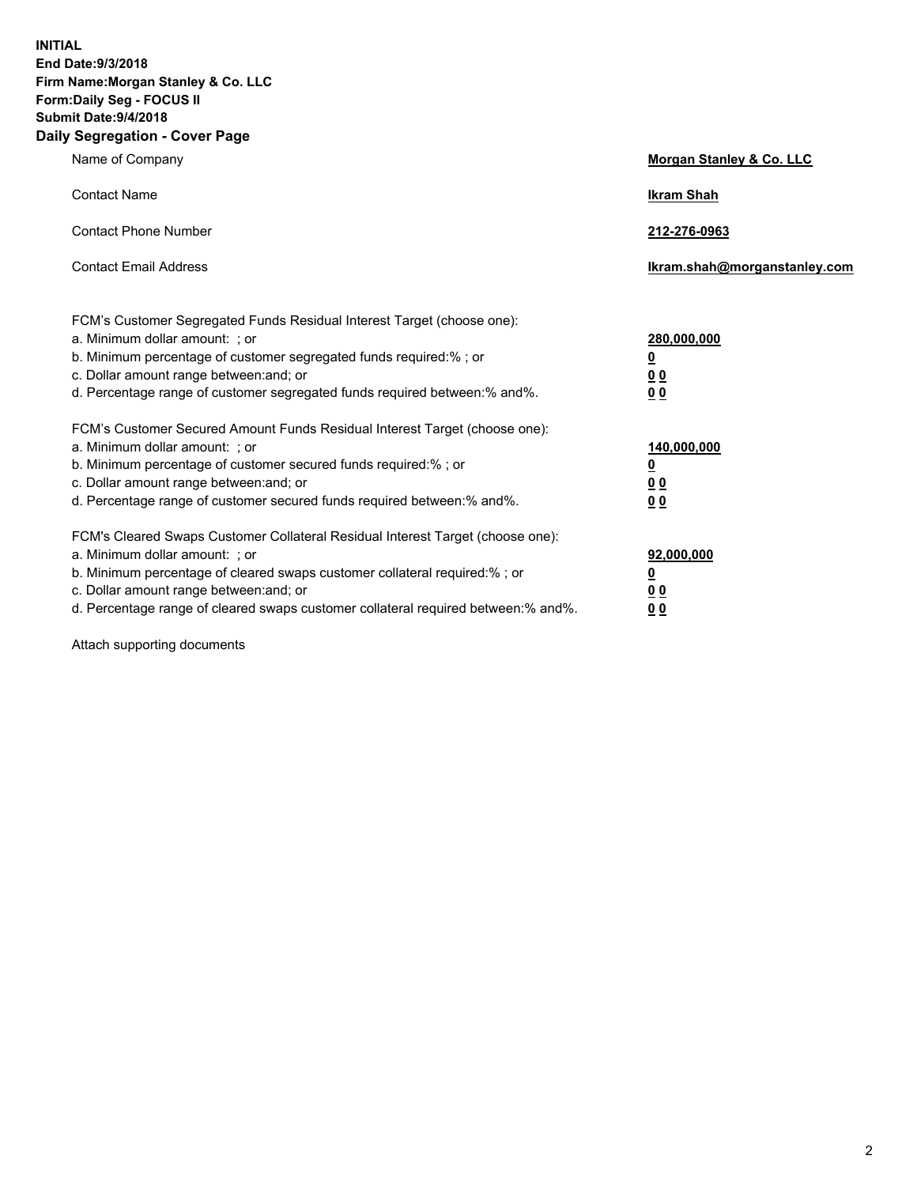**INITIAL**
**End Date:9/3/2018**
**Firm Name:Morgan Stanley & Co. LLC**
**Form:Daily Seg - FOCUS II**
**Submit Date:9/4/2018**
**Daily Segregation - Cover Page**

| | |
|---|---|
| Name of Company | **Morgan Stanley & Co. LLC** |
| Contact Name | **Ikram Shah** |
| Contact Phone Number | **212-276-0963** |
| Contact Email Address | **Ikram.shah@morganstanley.com** |

| | |
|---|---|
| FCM's Customer Segregated Funds Residual Interest Target (choose one): | |
| a. Minimum dollar amount: ; or | **280,000,000** |
| b. Minimum percentage of customer segregated funds required:% ; or | **0** |
| c. Dollar amount range between:and; or | **0 0** |
| d. Percentage range of customer segregated funds required between:% and%. | **0 0** |
| FCM's Customer Secured Amount Funds Residual Interest Target (choose one): | |
| a. Minimum dollar amount: ; or | **140,000,000** |
| b. Minimum percentage of customer secured funds required:% ; or | **0** |
| c. Dollar amount range between:and; or | **0 0** |
| d. Percentage range of customer secured funds required between:% and%. | **0 0** |
| FCM's Cleared Swaps Customer Collateral Residual Interest Target (choose one): | |
| a. Minimum dollar amount: ; or | **92,000,000** |
| b. Minimum percentage of cleared swaps customer collateral required:% ; or | **0** |
| c. Dollar amount range between:and; or | **0 0** |
| d. Percentage range of cleared swaps customer collateral required between:% and%. | **0 0** |

Attach supporting documents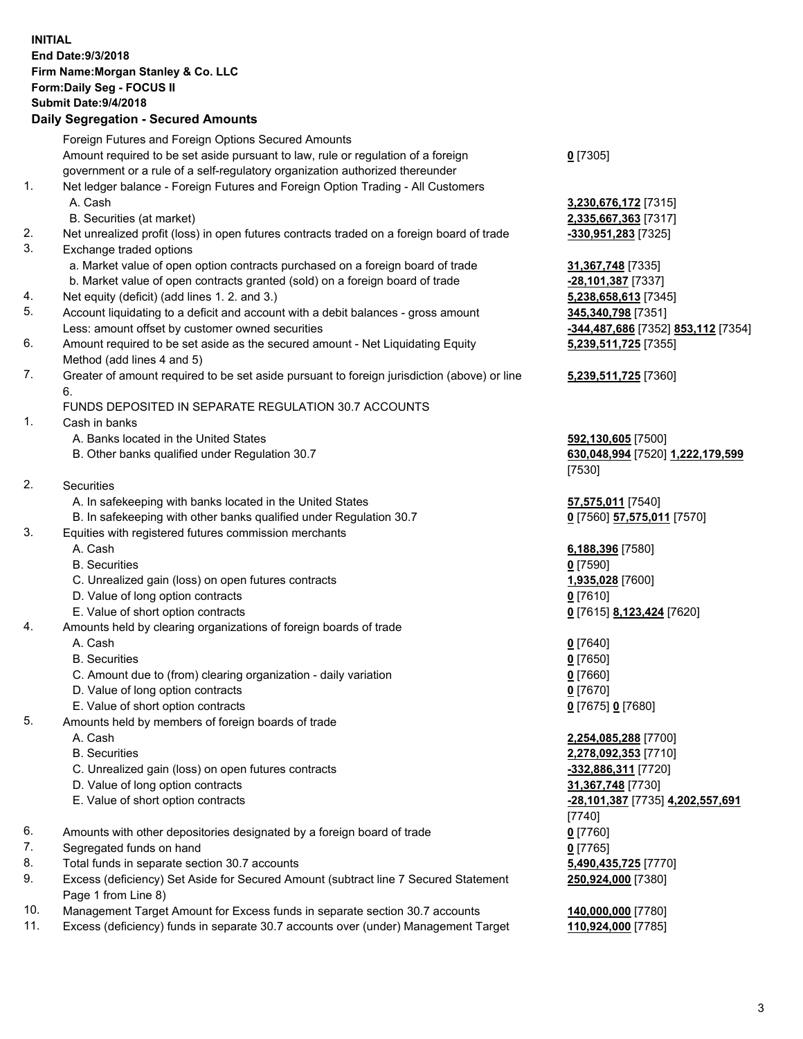**INITIAL**
**End Date:9/3/2018**
**Firm Name:Morgan Stanley & Co. LLC**
**Form:Daily Seg - FOCUS II**
**Submit Date:9/4/2018**

**Daily Segregation - Secured Amounts**

| | | |
|---|---|---|
| | Foreign Futures and Foreign Options Secured Amounts | |
| | Amount required to be set aside pursuant to law, rule or regulation of a foreign government or a rule of a self-regulatory organization authorized thereunder | **0** [7305] |
| 1. | Net ledger balance - Foreign Futures and Foreign Option Trading - All Customers | |
| | A. Cash | **3,230,676,172** [7315] |
| | B. Securities (at market) | **2,335,667,363** [7317] |
| 2. | Net unrealized profit (loss) in open futures contracts traded on a foreign board of trade | **-330,951,283** [7325] |
| 3. | Exchange traded options | |
| | a. Market value of open option contracts purchased on a foreign board of trade | **31,367,748** [7335] |
| | b. Market value of open contracts granted (sold) on a foreign board of trade | **-28,101,387** [7337] |
| 4. | Net equity (deficit) (add lines 1. 2. and 3.) | **5,238,658,613** [7345] |
| 5. | Account liquidating to a deficit and account with a debit balances - gross amount | **345,340,798** [7351] |
| | Less: amount offset by customer owned securities | **-344,487,686** [7352] **853,112** [7354] |
| 6. | Amount required to be set aside as the secured amount - Net Liquidating Equity Method (add lines 4 and 5) | **5,239,511,725** [7355] |
| 7. | Greater of amount required to be set aside pursuant to foreign jurisdiction (above) or line 6. | **5,239,511,725** [7360] |
| | FUNDS DEPOSITED IN SEPARATE REGULATION 30.7 ACCOUNTS | |
| 1. | Cash in banks | |
| | A. Banks located in the United States | **592,130,605** [7500] |
| | B. Other banks qualified under Regulation 30.7 | **630,048,994** [7520] **1,222,179,599** [7530] |
| 2. | Securities | |
| | A. In safekeeping with banks located in the United States | **57,575,011** [7540] |
| | B. In safekeeping with other banks qualified under Regulation 30.7 | **0** [7560] **57,575,011** [7570] |
| 3. | Equities with registered futures commission merchants | |
| | A. Cash | **6,188,396** [7580] |
| | B. Securities | **0** [7590] |
| | C. Unrealized gain (loss) on open futures contracts | **1,935,028** [7600] |
| | D. Value of long option contracts | **0** [7610] |
| | E. Value of short option contracts | **0** [7615] **8,123,424** [7620] |
| 4. | Amounts held by clearing organizations of foreign boards of trade | |
| | A. Cash | **0** [7640] |
| | B. Securities | **0** [7650] |
| | C. Amount due to (from) clearing organization - daily variation | **0** [7660] |
| | D. Value of long option contracts | **0** [7670] |
| | E. Value of short option contracts | **0** [7675] **0** [7680] |
| 5. | Amounts held by members of foreign boards of trade | |
| | A. Cash | **2,254,085,288** [7700] |
| | B. Securities | **2,278,092,353** [7710] |
| | C. Unrealized gain (loss) on open futures contracts | **-332,886,311** [7720] |
| | D. Value of long option contracts | **31,367,748** [7730] |
| | E. Value of short option contracts | **-28,101,387** [7735] **4,202,557,691** [7740] |
| 6. | Amounts with other depositories designated by a foreign board of trade | **0** [7760] |
| 7. | Segregated funds on hand | **0** [7765] |
| 8. | Total funds in separate section 30.7 accounts | **5,490,435,725** [7770] |
| 9. | Excess (deficiency) Set Aside for Secured Amount (subtract line 7 Secured Statement Page 1 from Line 8) | **250,924,000** [7380] |
| 10. | Management Target Amount for Excess funds in separate section 30.7 accounts | **140,000,000** [7780] |
| 11. | Excess (deficiency) funds in separate 30.7 accounts over (under) Management Target | **110,924,000** [7785] |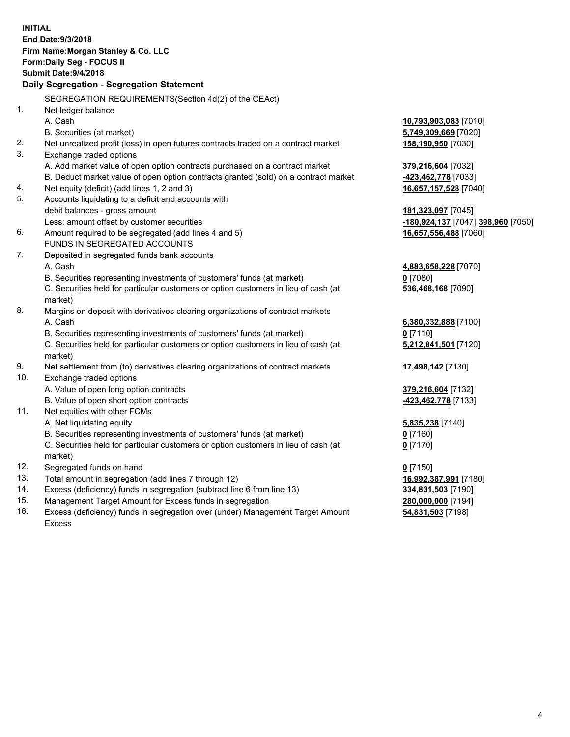**INITIAL**
**End Date:9/3/2018**
**Firm Name:Morgan Stanley & Co. LLC**
**Form:Daily Seg - FOCUS II**
**Submit Date:9/4/2018**

## Daily Segregation - Segregation Statement

SEGREGATION REQUIREMENTS(Section 4d(2) of the CEAct)

| | | |
|---|---|---|
| 1. | Net ledger balance | |
| | A. Cash | **10,793,903,083** [7010] |
| | B. Securities (at market) | **5,749,309,669** [7020] |
| 2. | Net unrealized profit (loss) in open futures contracts traded on a contract market | **158,190,950** [7030] |
| 3. | Exchange traded options | |
| | A. Add market value of open option contracts purchased on a contract market | **379,216,604** [7032] |
| | B. Deduct market value of open option contracts granted (sold) on a contract market | **-423,462,778** [7033] |
| 4. | Net equity (deficit) (add lines 1, 2 and 3) | **16,657,157,528** [7040] |
| 5. | Accounts liquidating to a deficit and accounts with | |
| | debit balances - gross amount | **181,323,097** [7045] |
| | Less: amount offset by customer securities | **-180,924,137** [7047] **398,960** [7050] |
| 6. | Amount required to be segregated (add lines 4 and 5) | **16,657,556,488** [7060] |
| | FUNDS IN SEGREGATED ACCOUNTS | |
| 7. | Deposited in segregated funds bank accounts | |
| | A. Cash | **4,883,658,228** [7070] |
| | B. Securities representing investments of customers' funds (at market) | **0** [7080] |
| | C. Securities held for particular customers or option customers in lieu of cash (at market) | **536,468,168** [7090] |
| 8. | Margins on deposit with derivatives clearing organizations of contract markets | |
| | A. Cash | **6,380,332,888** [7100] |
| | B. Securities representing investments of customers' funds (at market) | **0** [7110] |
| | C. Securities held for particular customers or option customers in lieu of cash (at market) | **5,212,841,501** [7120] |
| 9. | Net settlement from (to) derivatives clearing organizations of contract markets | **17,498,142** [7130] |
| 10. | Exchange traded options | |
| | A. Value of open long option contracts | **379,216,604** [7132] |
| | B. Value of open short option contracts | **-423,462,778** [7133] |
| 11. | Net equities with other FCMs | |
| | A. Net liquidating equity | **5,835,238** [7140] |
| | B. Securities representing investments of customers' funds (at market) | **0** [7160] |
| | C. Securities held for particular customers or option customers in lieu of cash (at market) | **0** [7170] |
| 12. | Segregated funds on hand | **0** [7150] |
| 13. | Total amount in segregation (add lines 7 through 12) | **16,992,387,991** [7180] |
| 14. | Excess (deficiency) funds in segregation (subtract line 6 from line 13) | **334,831,503** [7190] |
| 15. | Management Target Amount for Excess funds in segregation | **280,000,000** [7194] |
| 16. | Excess (deficiency) funds in segregation over (under) Management Target Amount Excess | **54,831,503** [7198] |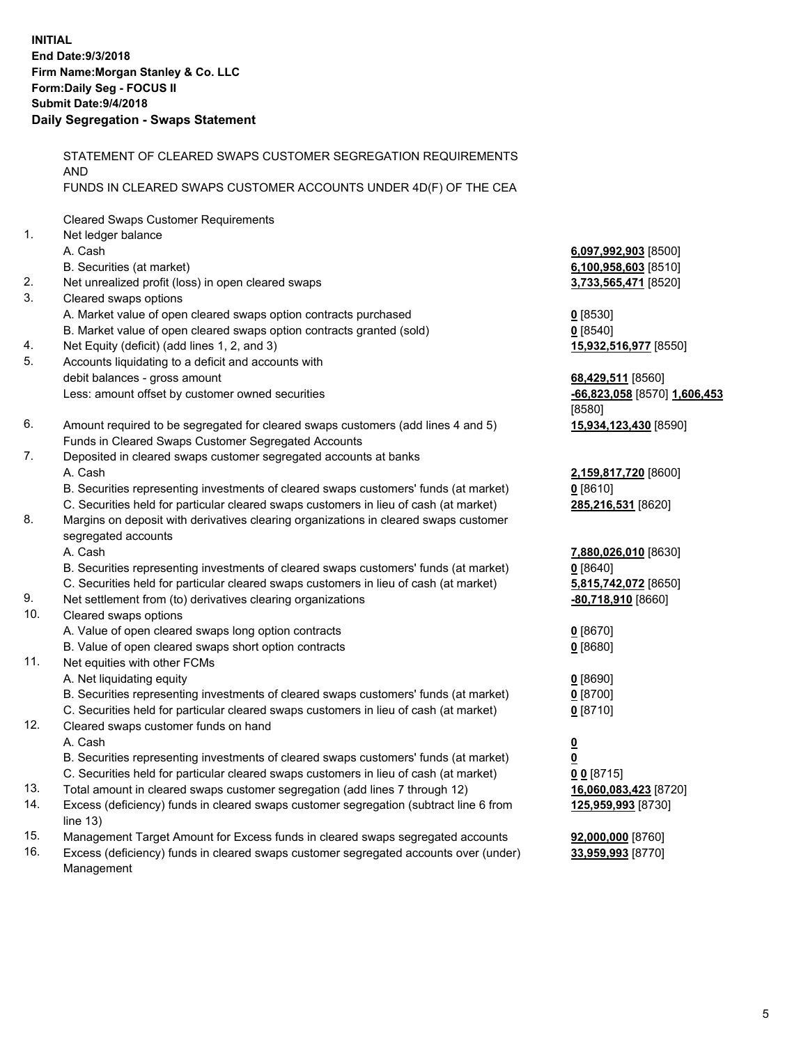**INITIAL**
**End Date:9/3/2018**
**Firm Name:Morgan Stanley & Co. LLC**
**Form:Daily Seg - FOCUS II**
**Submit Date:9/4/2018**
**Daily Segregation - Swaps Statement**

STATEMENT OF CLEARED SWAPS CUSTOMER SEGREGATION REQUIREMENTS AND FUNDS IN CLEARED SWAPS CUSTOMER ACCOUNTS UNDER 4D(F) OF THE CEA

| | | |
|---|---|---|
| | Cleared Swaps Customer Requirements | |
| 1. | Net ledger balance | |
| | A. Cash | **6,097,992,903** [8500] |
| | B. Securities (at market) | **6,100,958,603** [8510] |
| 2. | Net unrealized profit (loss) in open cleared swaps | **3,733,565,471** [8520] |
| 3. | Cleared swaps options | |
| | A. Market value of open cleared swaps option contracts purchased | **0** [8530] |
| | B. Market value of open cleared swaps option contracts granted (sold) | **0** [8540] |
| 4. | Net Equity (deficit) (add lines 1, 2, and 3) | **15,932,516,977** [8550] |
| 5. | Accounts liquidating to a deficit and accounts with debit balances - gross amount | **68,429,511** [8560] |
| | Less: amount offset by customer owned securities | **-66,823,058** [8570] **1,606,453** [8580] |
| 6. | Amount required to be segregated for cleared swaps customers (add lines 4 and 5) | **15,934,123,430** [8590] |
| | Funds in Cleared Swaps Customer Segregated Accounts | |
| 7. | Deposited in cleared swaps customer segregated accounts at banks | |
| | A. Cash | **2,159,817,720** [8600] |
| | B. Securities representing investments of cleared swaps customers' funds (at market) | **0** [8610] |
| | C. Securities held for particular cleared swaps customers in lieu of cash (at market) | **285,216,531** [8620] |
| 8. | Margins on deposit with derivatives clearing organizations in cleared swaps customer segregated accounts | |
| | A. Cash | **7,880,026,010** [8630] |
| | B. Securities representing investments of cleared swaps customers' funds (at market) | **0** [8640] |
| | C. Securities held for particular cleared swaps customers in lieu of cash (at market) | **5,815,742,072** [8650] |
| 9. | Net settlement from (to) derivatives clearing organizations | **-80,718,910** [8660] |
| 10. | Cleared swaps options | |
| | A. Value of open cleared swaps long option contracts | **0** [8670] |
| | B. Value of open cleared swaps short option contracts | **0** [8680] |
| 11. | Net equities with other FCMs | |
| | A. Net liquidating equity | **0** [8690] |
| | B. Securities representing investments of cleared swaps customers' funds (at market) | **0** [8700] |
| | C. Securities held for particular cleared swaps customers in lieu of cash (at market) | **0** [8710] |
| 12. | Cleared swaps customer funds on hand | |
| | A. Cash | **0** |
| | B. Securities representing investments of cleared swaps customers' funds (at market) | **0** |
| | C. Securities held for particular cleared swaps customers in lieu of cash (at market) | **0** **0** [8715] |
| 13. | Total amount in cleared swaps customer segregation (add lines 7 through 12) | **16,060,083,423** [8720] |
| 14. | Excess (deficiency) funds in cleared swaps customer segregation (subtract line 6 from line 13) | **125,959,993** [8730] |
| 15. | Management Target Amount for Excess funds in cleared swaps segregated accounts | **92,000,000** [8760] |
| 16. | Excess (deficiency) funds in cleared swaps customer segregated accounts over (under) Management | **33,959,993** [8770] |